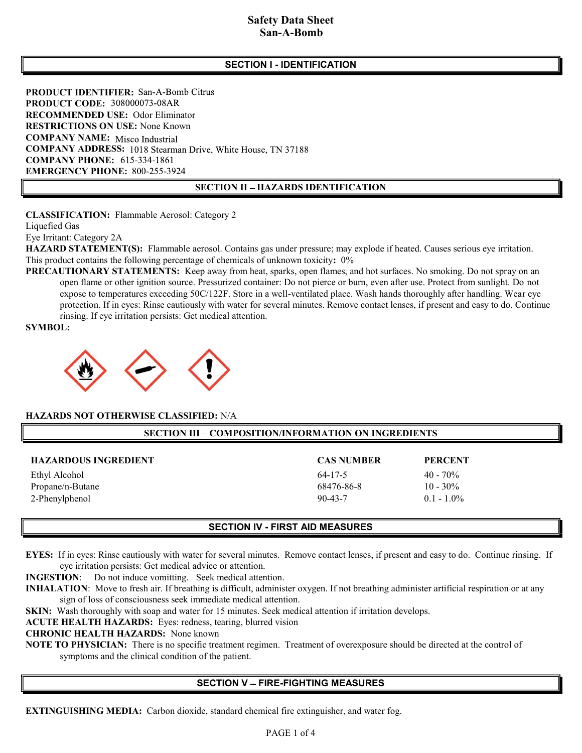# Safety Data Sheet
# San-A-Bomb

## SECTION I - IDENTIFICATION

**PRODUCT IDENTIFIER:** San-A-Bomb Citrus
**PRODUCT CODE:** 308000073-08AR
**RECOMMENDED USE:** Odor Eliminator
**RESTRICTIONS ON USE:** None Known
**COMPANY NAME:** Misco Industrial
**COMPANY ADDRESS:** 1018 Stearman Drive, White House, TN 37188
**COMPANY PHONE:** 615-334-1861
**EMERGENCY PHONE:** 800-255-3924

## SECTION II – HAZARDS IDENTIFICATION

**CLASSIFICATION:** Flammable Aerosol: Category 2
Liquefied Gas
Eye Irritant: Category 2A
**HAZARD STATEMENT(S):** Flammable aerosol. Contains gas under pressure; may explode if heated. Causes serious eye irritation. This product contains the following percentage of chemicals of unknown toxicity**:** 0%
**PRECAUTIONARY STATEMENTS:** Keep away from heat, sparks, open flames, and hot surfaces. No smoking. Do not spray on an open flame or other ignition source. Pressurized container: Do not pierce or burn, even after use. Protect from sunlight. Do not expose to temperatures exceeding 50C/122F. Store in a well-ventilated place. Wash hands thoroughly after handling. Wear eye protection. If in eyes: Rinse cautiously with water for several minutes. Remove contact lenses, if present and easy to do. Continue rinsing. If eye irritation persists: Get medical attention.
**SYMBOL:**

**HAZARDS NOT OTHERWISE CLASSIFIED:** N/A

## SECTION III – COMPOSITION/INFORMATION ON INGREDIENTS

| HAZARDOUS INGREDIENT | CAS NUMBER | PERCENT |
|---|---|---|
| Ethyl Alcohol | 64-17-5 | 40 - 70% |
| Propane/n-Butane | 68476-86-8 | 10 - 30% |
| 2-Phenylphenol | 90-43-7 | 0.1 - 1.0% |

## SECTION IV - FIRST AID MEASURES

**EYES:** If in eyes: Rinse cautiously with water for several minutes. Remove contact lenses, if present and easy to do. Continue rinsing. If eye irritation persists: Get medical advice or attention.
**INGESTION**: Do not induce vomitting. Seek medical attention.
**INHALATION**: Move to fresh air. If breathing is difficult, administer oxygen. If not breathing administer artificial respiration or at any sign of loss of consciousness seek immediate medical attention.
**SKIN:** Wash thoroughly with soap and water for 15 minutes. Seek medical attention if irritation develops.
**ACUTE HEALTH HAZARDS:** Eyes: redness, tearing, blurred vision
**CHRONIC HEALTH HAZARDS:** None known
**NOTE TO PHYSICIAN:** There is no specific treatment regimen. Treatment of overexposure should be directed at the control of symptoms and the clinical condition of the patient.

## SECTION V – FIRE-FIGHTING MEASURES

**EXTINGUISHING MEDIA:** Carbon dioxide, standard chemical fire extinguisher, and water fog.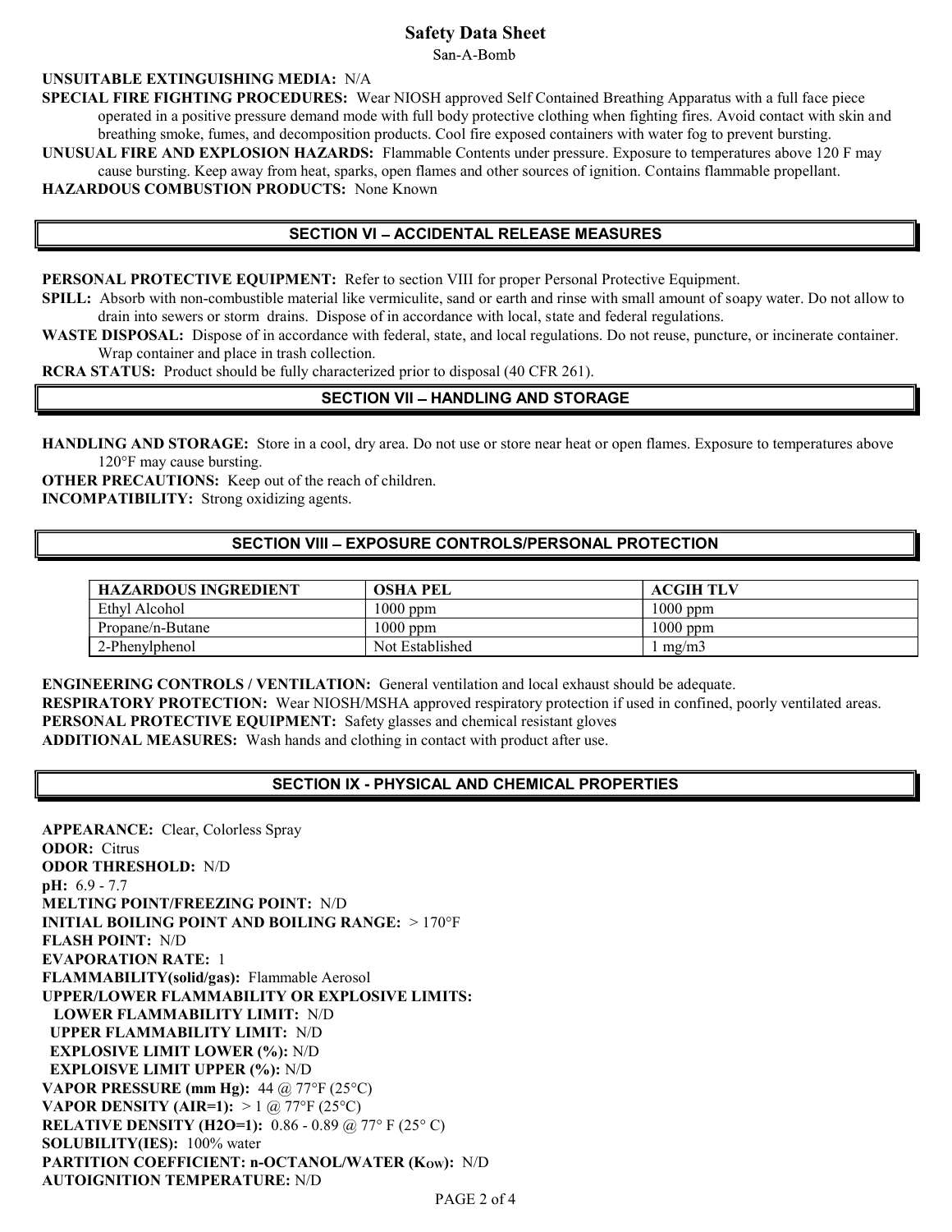**UNSUITABLE EXTINGUISHING MEDIA:** N/A

**SPECIAL FIRE FIGHTING PROCEDURES:** Wear NIOSH approved Self Contained Breathing Apparatus with a full face piece operated in a positive pressure demand mode with full body protective clothing when fighting fires. Avoid contact with skin and breathing smoke, fumes, and decomposition products. Cool fire exposed containers with water fog to prevent bursting.

**UNUSUAL FIRE AND EXPLOSION HAZARDS:** Flammable Contents under pressure. Exposure to temperatures above 120 F may cause bursting. Keep away from heat, sparks, open flames and other sources of ignition. Contains flammable propellant.

**HAZARDOUS COMBUSTION PRODUCTS:** None Known

## SECTION VI – ACCIDENTAL RELEASE MEASURES

**PERSONAL PROTECTIVE EQUIPMENT:** Refer to section VIII for proper Personal Protective Equipment.

**SPILL:** Absorb with non-combustible material like vermiculite, sand or earth and rinse with small amount of soapy water. Do not allow to drain into sewers or storm drains. Dispose of in accordance with local, state and federal regulations.

**WASTE DISPOSAL:** Dispose of in accordance with federal, state, and local regulations. Do not reuse, puncture, or incinerate container. Wrap container and place in trash collection.

**RCRA STATUS:** Product should be fully characterized prior to disposal (40 CFR 261).

## SECTION VII – HANDLING AND STORAGE

**HANDLING AND STORAGE:** Store in a cool, dry area. Do not use or store near heat or open flames. Exposure to temperatures above 120°F may cause bursting.

**OTHER PRECAUTIONS:** Keep out of the reach of children.

**INCOMPATIBILITY:** Strong oxidizing agents.

## SECTION VIII – EXPOSURE CONTROLS/PERSONAL PROTECTION

| HAZARDOUS INGREDIENT | OSHA PEL | ACGIH TLV |
|---|---|---|
| Ethyl Alcohol | 1000 ppm | 1000 ppm |
| Propane/n-Butane | 1000 ppm | 1000 ppm |
| 2-Phenylphenol | Not Established | 1 mg/m3 |

**ENGINEERING CONTROLS / VENTILATION:** General ventilation and local exhaust should be adequate.

**RESPIRATORY PROTECTION:** Wear NIOSH/MSHA approved respiratory protection if used in confined, poorly ventilated areas.

**PERSONAL PROTECTIVE EQUIPMENT:** Safety glasses and chemical resistant gloves

**ADDITIONAL MEASURES:** Wash hands and clothing in contact with product after use.

## SECTION IX - PHYSICAL AND CHEMICAL PROPERTIES

**APPEARANCE:** Clear, Colorless Spray
**ODOR:** Citrus
**ODOR THRESHOLD:** N/D
**pH:** 6.9 - 7.7
**MELTING POINT/FREEZING POINT:** N/D
**INITIAL BOILING POINT AND BOILING RANGE:** > 170°F
**FLASH POINT:** N/D
**EVAPORATION RATE:** 1
**FLAMMABILITY(solid/gas):** Flammable Aerosol
**UPPER/LOWER FLAMMABILITY OR EXPLOSIVE LIMITS:**
**LOWER FLAMMABILITY LIMIT:** N/D
**UPPER FLAMMABILITY LIMIT:** N/D
**EXPLOSIVE LIMIT LOWER (%):** N/D
**EXPLOISVE LIMIT UPPER (%):** N/D
**VAPOR PRESSURE (mm Hg):** 44 @ 77°F (25°C)
**VAPOR DENSITY (AIR=1):** > 1 @ 77°F (25°C)
**RELATIVE DENSITY (H2O=1):** 0.86 - 0.89 @ 77° F (25° C)
**SOLUBILITY(IES):** 100% water
**PARTITION COEFFICIENT: n-OCTANOL/WATER ($K_{OW}$):** N/D
**AUTOIGNITION TEMPERATURE:** N/D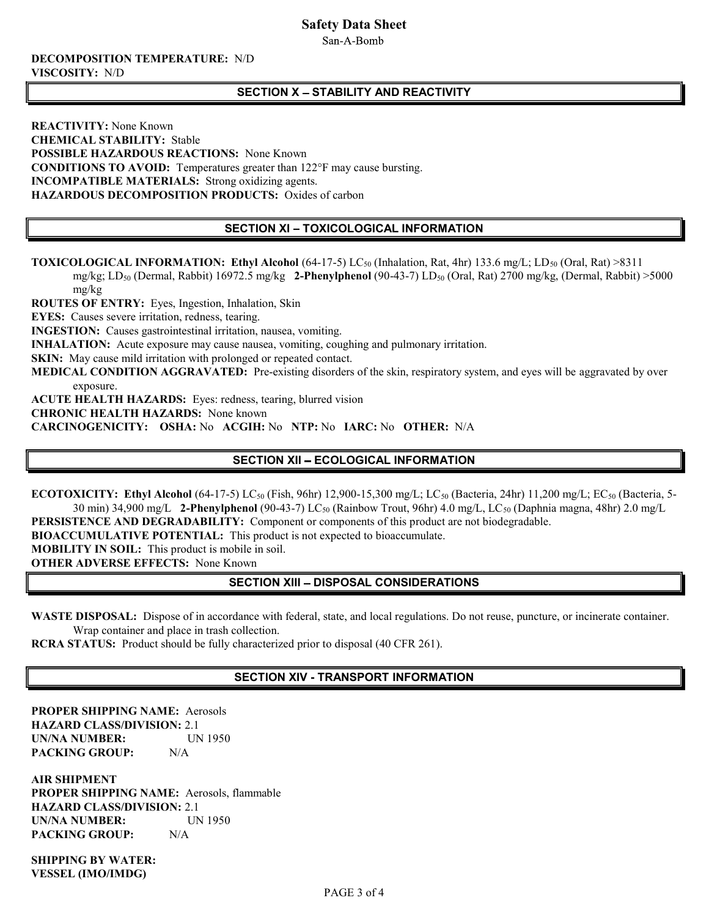**DECOMPOSITION TEMPERATURE:** N/D
**VISCOSITY:** N/D

## SECTION X – STABILITY AND REACTIVITY

**REACTIVITY:** None Known
**CHEMICAL STABILITY:** Stable
**POSSIBLE HAZARDOUS REACTIONS:** None Known
**CONDITIONS TO AVOID:** Temperatures greater than 122°F may cause bursting.
**INCOMPATIBLE MATERIALS:** Strong oxidizing agents.
**HAZARDOUS DECOMPOSITION PRODUCTS:** Oxides of carbon

## SECTION XI – TOXICOLOGICAL INFORMATION

**TOXICOLOGICAL INFORMATION:** **Ethyl Alcohol** (64-17-5) $LC_{50}$ (Inhalation, Rat, 4hr) 133.6 mg/L; $LD_{50}$ (Oral, Rat) >8311 mg/kg; $LD_{50}$ (Dermal, Rabbit) 16972.5 mg/kg **2-Phenylphenol** (90-43-7) $LD_{50}$ (Oral, Rat) 2700 mg/kg, (Dermal, Rabbit) >5000 mg/kg
**ROUTES OF ENTRY:** Eyes, Ingestion, Inhalation, Skin
**EYES:** Causes severe irritation, redness, tearing.
**INGESTION:** Causes gastrointestinal irritation, nausea, vomiting.
**INHALATION:** Acute exposure may cause nausea, vomiting, coughing and pulmonary irritation.
**SKIN:** May cause mild irritation with prolonged or repeated contact.
**MEDICAL CONDITION AGGRAVATED:** Pre-existing disorders of the skin, respiratory system, and eyes will be aggravated by over exposure.
**ACUTE HEALTH HAZARDS:** Eyes: redness, tearing, blurred vision
**CHRONIC HEALTH HAZARDS:** None known
**CARCINOGENICITY:** **OSHA:** No **ACGIH:** No **NTP:** No **IARC:** No **OTHER:** N/A

## SECTION XII – ECOLOGICAL INFORMATION

**ECOTOXICITY:** **Ethyl Alcohol** (64-17-5) $LC_{50}$ (Fish, 96hr) 12,900-15,300 mg/L; $LC_{50}$ (Bacteria, 24hr) 11,200 mg/L; $EC_{50}$ (Bacteria, 5-30 min) 34,900 mg/L **2-Phenylphenol** (90-43-7) $LC_{50}$ (Rainbow Trout, 96hr) 4.0 mg/L, $LC_{50}$ (Daphnia magna, 48hr) 2.0 mg/L
**PERSISTENCE AND DEGRADABILITY:** Component or components of this product are not biodegradable.
**BIOACCUMULATIVE POTENTIAL:** This product is not expected to bioaccumulate.
**MOBILITY IN SOIL:** This product is mobile in soil.
**OTHER ADVERSE EFFECTS:** None Known

## SECTION XIII – DISPOSAL CONSIDERATIONS

**WASTE DISPOSAL:** Dispose of in accordance with federal, state, and local regulations. Do not reuse, puncture, or incinerate container. Wrap container and place in trash collection.
**RCRA STATUS:** Product should be fully characterized prior to disposal (40 CFR 261).

## SECTION XIV - TRANSPORT INFORMATION

**PROPER SHIPPING NAME:** Aerosols
**HAZARD CLASS/DIVISION:** 2.1
**UN/NA NUMBER:** UN 1950
**PACKING GROUP:** N/A

**AIR SHIPMENT**
**PROPER SHIPPING NAME:** Aerosols, flammable
**HAZARD CLASS/DIVISION:** 2.1
**UN/NA NUMBER:** UN 1950
**PACKING GROUP:** N/A

**SHIPPING BY WATER:**
**VESSEL (IMO/IMDG)**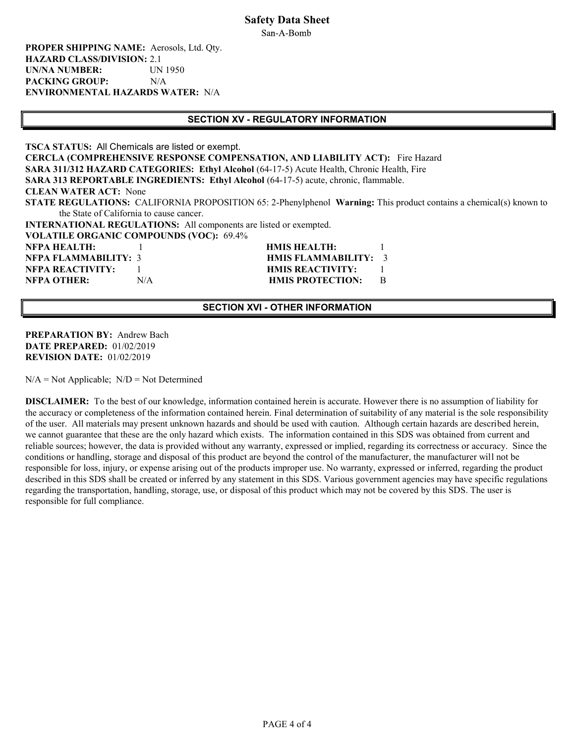**PROPER SHIPPING NAME:** Aerosols, Ltd. Qty.
**HAZARD CLASS/DIVISION:** 2.1
**UN/NA NUMBER:** UN 1950
**PACKING GROUP:** N/A
**ENVIRONMENTAL HAZARDS WATER:** N/A

## SECTION XV - REGULATORY INFORMATION

**TSCA STATUS:** All Chemicals are listed or exempt.
**CERCLA (COMPREHENSIVE RESPONSE COMPENSATION, AND LIABILITY ACT):** Fire Hazard
**SARA 311/312 HAZARD CATEGORIES:** **Ethyl Alcohol** (64-17-5) Acute Health, Chronic Health, Fire
**SARA 313 REPORTABLE INGREDIENTS:** **Ethyl Alcohol** (64-17-5) acute, chronic, flammable.
**CLEAN WATER ACT:** None
**STATE REGULATIONS:** CALIFORNIA PROPOSITION 65: 2-Phenylphenol **Warning:** This product contains a chemical(s) known to the State of California to cause cancer.
**INTERNATIONAL REGULATIONS:** All components are listed or exempted.
**VOLATILE ORGANIC COMPOUNDS (VOC):** 69.4%

| | | | |
|---|---|---|---|
| **NFPA HEALTH:** | 1 | **HMIS HEALTH:** | 1 |
| **NFPA FLAMMABILITY:** | 3 | **HMIS FLAMMABILITY:** | 3 |
| **NFPA REACTIVITY:** | 1 | **HMIS REACTIVITY:** | 1 |
| **NFPA OTHER:** | N/A | **HMIS PROTECTION:** | B |

## SECTION XVI - OTHER INFORMATION

**PREPARATION BY:** Andrew Bach
**DATE PREPARED:** 01/02/2019
**REVISION DATE:** 01/02/2019

N/A = Not Applicable; N/D = Not Determined

**DISCLAIMER:** To the best of our knowledge, information contained herein is accurate. However there is no assumption of liability for the accuracy or completeness of the information contained herein. Final determination of suitability of any material is the sole responsibility of the user. All materials may present unknown hazards and should be used with caution. Although certain hazards are described herein, we cannot guarantee that these are the only hazard which exists. The information contained in this SDS was obtained from current and reliable sources; however, the data is provided without any warranty, expressed or implied, regarding its correctness or accuracy. Since the conditions or handling, storage and disposal of this product are beyond the control of the manufacturer, the manufacturer will not be responsible for loss, injury, or expense arising out of the products improper use. No warranty, expressed or inferred, regarding the product described in this SDS shall be created or inferred by any statement in this SDS. Various government agencies may have specific regulations regarding the transportation, handling, storage, use, or disposal of this product which may not be covered by this SDS. The user is responsible for full compliance.